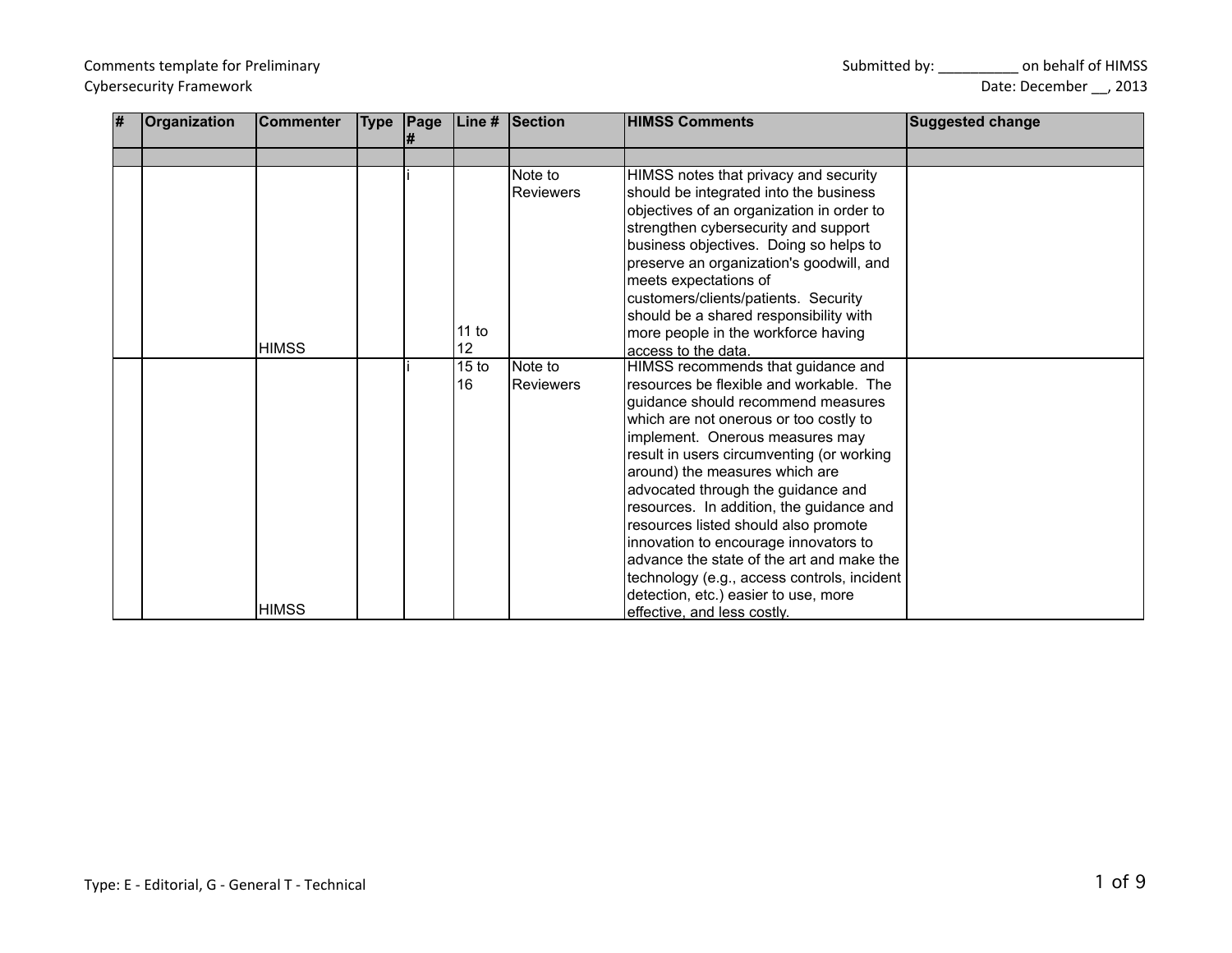Comments template for Preliminary Cybersecurity Framework

Submitted by: __________ on behalf of HIMSS
Date: December __, 2013

| # | Organization | Commenter | Type | Page # | Line # | Section | HIMSS Comments | Suggested change |
|---|---|---|---|---|---|---|---|---|
| | | | | | | | | |
| | | HIMSS | | i | 11 to 12 | Note to Reviewers | HIMSS notes that privacy and security should be integrated into the business objectives of an organization in order to strengthen cybersecurity and support business objectives. Doing so helps to preserve an organization's goodwill, and meets expectations of customers/clients/patients. Security should be a shared responsibility with more people in the workforce having access to the data. | |
| | | HIMSS | | i | 15 to 16 | Note to Reviewers | HIMSS recommends that guidance and resources be flexible and workable. The guidance should recommend measures which are not onerous or too costly to implement. Onerous measures may result in users circumventing (or working around) the measures which are advocated through the guidance and resources. In addition, the guidance and resources listed should also promote innovation to encourage innovators to advance the state of the art and make the technology (e.g., access controls, incident detection, etc.) easier to use, more effective, and less costly. | |

Type: E - Editorial, G - General T - Technical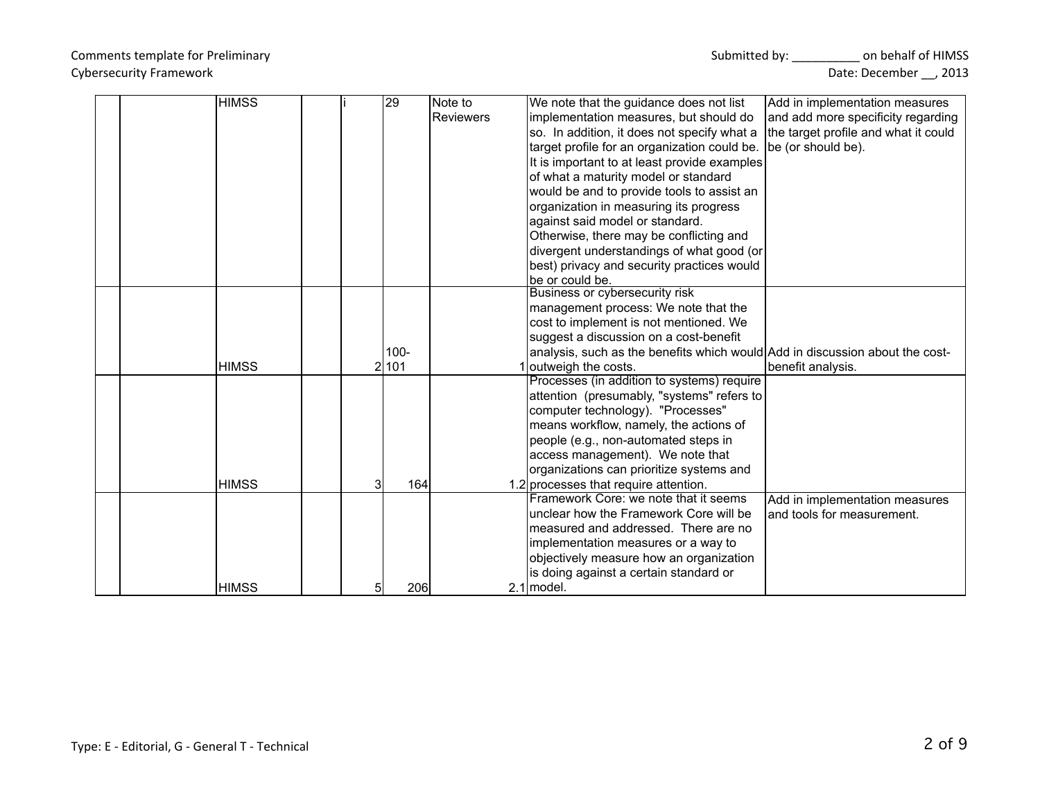| | | | | | | | | | |
|---|---|---|---|---|---|---|---|---|---|
| | | HIMSS | | i | 29 | Note to Reviewers | We note that the guidance does not list implementation measures, but should do so. In addition, it does not specify what a target profile for an organization could be. It is important to at least provide examples of what a maturity model or standard would be and to provide tools to assist an organization in measuring its progress against said model or standard. Otherwise, there may be conflicting and divergent understandings of what good (or best) privacy and security practices would be or could be. | Add in implementation measures and add more specificity regarding the target profile and what it could be (or should be). |
| | | HIMSS | | 2 | 100-101 | 1 | Business or cybersecurity risk management process: We note that the cost to implement is not mentioned. We suggest a discussion on a cost-benefit analysis, such as the benefits which would outweigh the costs. | Add in discussion about the cost-benefit analysis. |
| | | HIMSS | | 3 | 164 | 1.2 | Processes (in addition to systems) require attention (presumably, "systems" refers to computer technology). "Processes" means workflow, namely, the actions of people (e.g., non-automated steps in access management). We note that organizations can prioritize systems and processes that require attention. | |
| | | HIMSS | | 5 | 206 | 2.1 | Framework Core: we note that it seems unclear how the Framework Core will be measured and addressed. There are no implementation measures or a way to objectively measure how an organization is doing against a certain standard or model. | Add in implementation measures and tools for measurement. |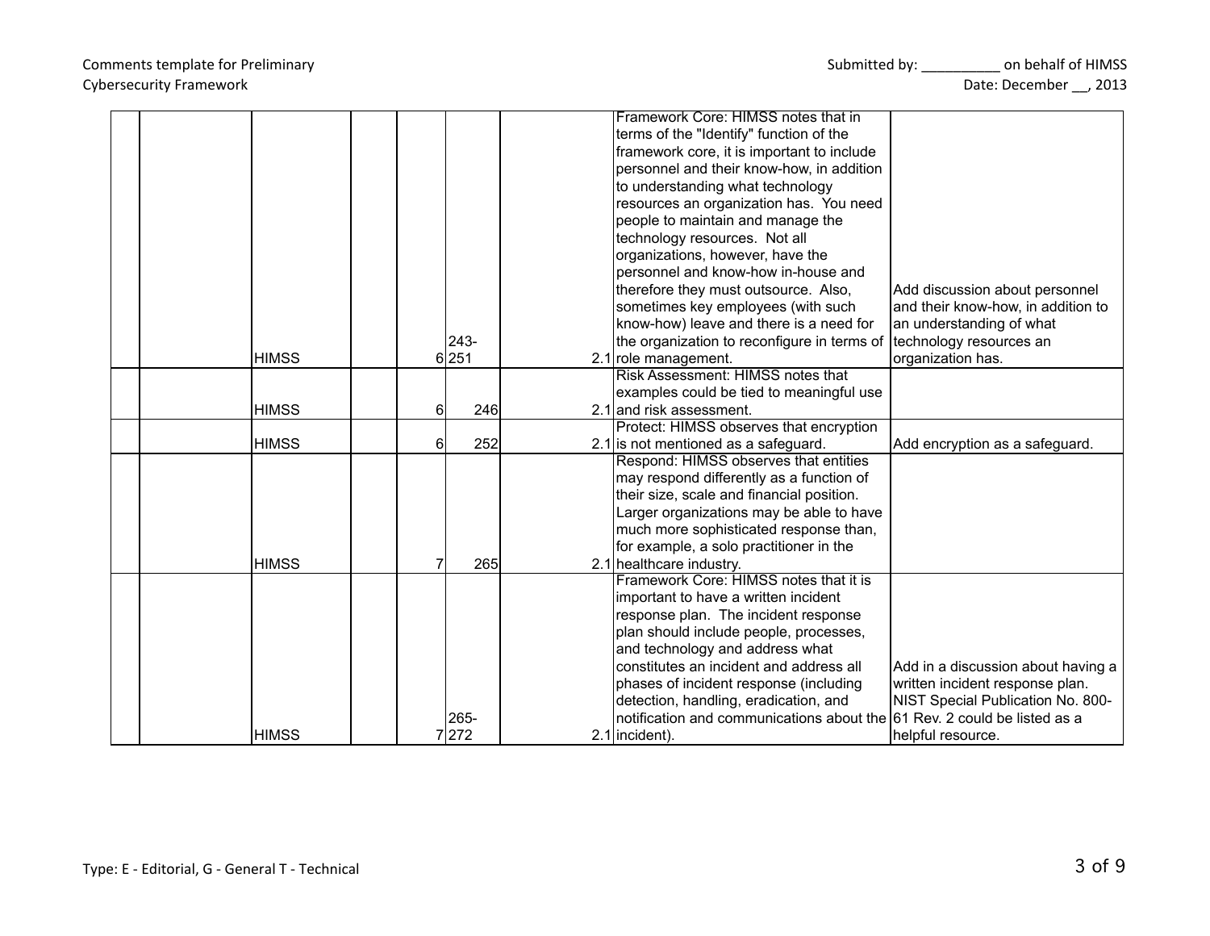| | | | | | | | | |
|---|---|---|---|---|---|---|---|---|
| | | HIMSS | | 6 | 243-251 | 2.1 | Framework Core: HIMSS notes that in terms of the "Identify" function of the framework core, it is important to include personnel and their know-how, in addition to understanding what technology resources an organization has. You need people to maintain and manage the technology resources. Not all organizations, however, have the personnel and know-how in-house and therefore they must outsource. Also, sometimes key employees (with such know-how) leave and there is a need for the organization to reconfigure in terms of role management. | Add discussion about personnel and their know-how, in addition to an understanding of what technology resources an organization has. |
| | | HIMSS | | 6 | 246 | 2.1 | Risk Assessment: HIMSS notes that examples could be tied to meaningful use and risk assessment. | |
| | | HIMSS | | 6 | 252 | 2.1 | Protect: HIMSS observes that encryption is not mentioned as a safeguard. | Add encryption as a safeguard. |
| | | HIMSS | | 7 | 265 | 2.1 | Respond: HIMSS observes that entities may respond differently as a function of their size, scale and financial position. Larger organizations may be able to have much more sophisticated response than, for example, a solo practitioner in the healthcare industry. | |
| | | HIMSS | | 7 | 265-272 | 2.1 | Framework Core: HIMSS notes that it is important to have a written incident response plan. The incident response plan should include people, processes, and technology and address what constitutes an incident and address all phases of incident response (including detection, handling, eradication, and notification and communications about the incident). | Add in a discussion about having a written incident response plan. NIST Special Publication No. 800-61 Rev. 2 could be listed as a helpful resource. |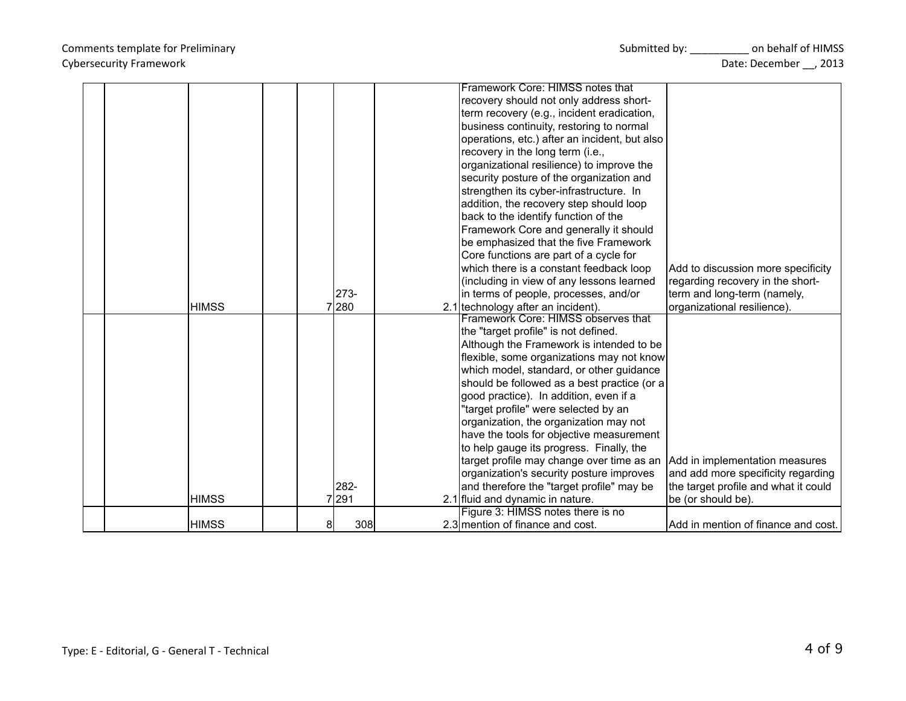|  |  |  |  |  |  |  |  |  |
|---|---|---|---|---|---|---|---|---|
|  |  | HIMSS |  | 7 | 273-280 | 2.1 | Framework Core: HIMSS notes that recovery should not only address short-term recovery (e.g., incident eradication, business continuity, restoring to normal operations, etc.) after an incident, but also recovery in the long term (i.e., organizational resilience) to improve the security posture of the organization and strengthen its cyber-infrastructure. In addition, the recovery step should loop back to the identify function of the Framework Core and generally it should be emphasized that the five Framework Core functions are part of a cycle for which there is a constant feedback loop (including in view of any lessons learned in terms of people, processes, and/or technology after an incident). | Add to discussion more specificity regarding recovery in the short-term and long-term (namely, organizational resilience). |
|  |  | HIMSS |  | 7 | 282-291 | 2.1 | Framework Core: HIMSS observes that the "target profile" is not defined. Although the Framework is intended to be flexible, some organizations may not know which model, standard, or other guidance should be followed as a best practice (or a good practice). In addition, even if a "target profile" were selected by an organization, the organization may not have the tools for objective measurement to help gauge its progress. Finally, the target profile may change over time as an organization's security posture improves and therefore the "target profile" may be fluid and dynamic in nature. | Add in implementation measures and add more specificity regarding the target profile and what it could be (or should be). |
|  |  | HIMSS |  | 8 | 308 | 2.3 | Figure 3: HIMSS notes there is no mention of finance and cost. | Add in mention of finance and cost. |

Type: E - Editorial, G - General T - Technical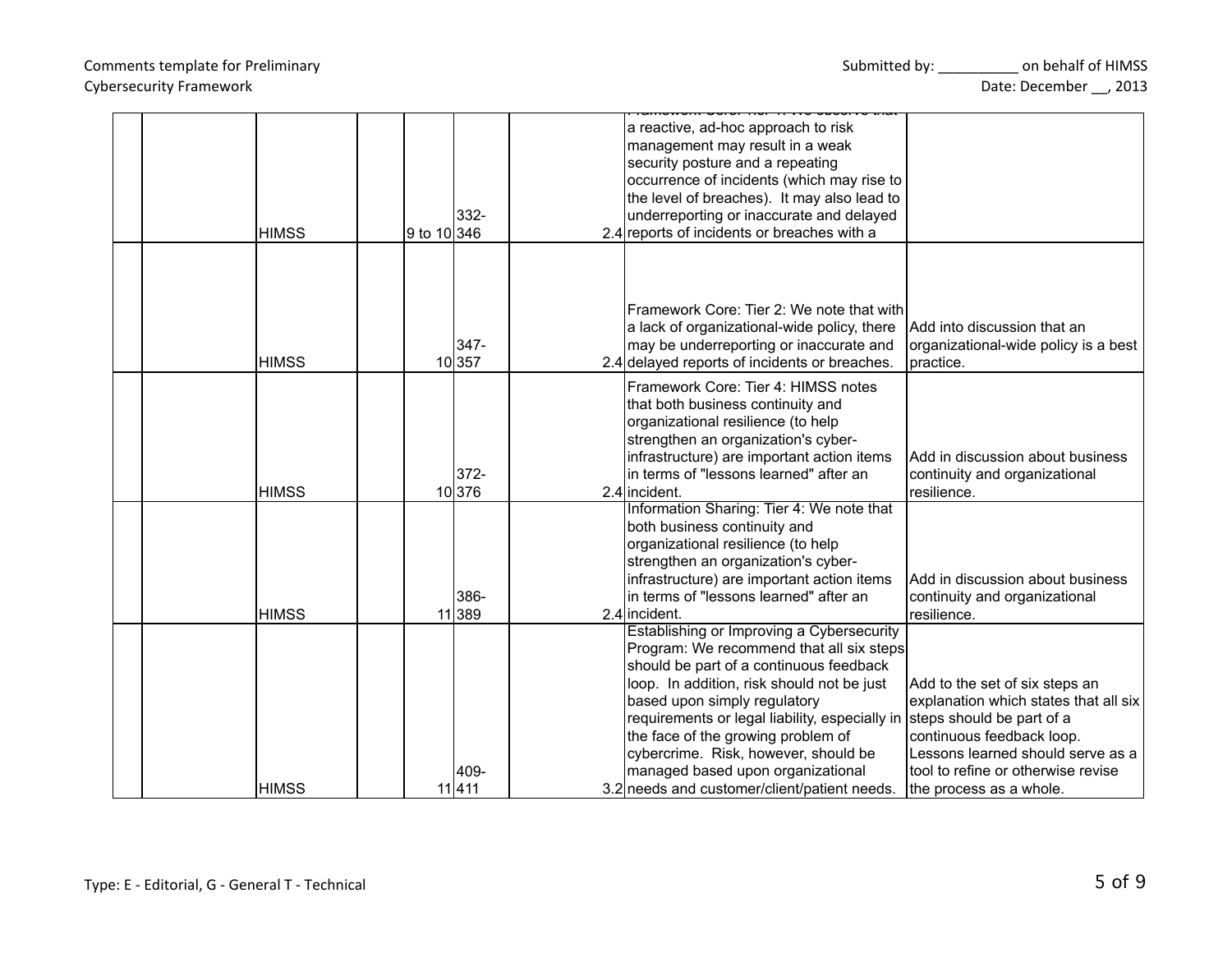|  |  | HIMSS |  | 9 to 10 | 332-346 |  | 2.4 | Framework Core: Tier 1: We observe that a reactive, ad-hoc approach to risk management may result in a weak security posture and a repeating occurrence of incidents (which may rise to the level of breaches). It may also lead to underreporting or inaccurate and delayed reports of incidents or breaches with a |  |
|---|---|---|---|---|---|---|---|---|---|
|  |  | HIMSS |  | 10 | 347-357 |  | 2.4 | Framework Core: Tier 2: We note that with a lack of organizational-wide policy, there may be underreporting or inaccurate and delayed reports of incidents or breaches. | Add into discussion that an organizational-wide policy is a best practice. |
|  |  | HIMSS |  | 10 | 372-376 |  | 2.4 | Framework Core: Tier 4: HIMSS notes that both business continuity and organizational resilience (to help strengthen an organization's cyber-infrastructure) are important action items in terms of "lessons learned" after an incident. | Add in discussion about business continuity and organizational resilience. |
|  |  | HIMSS |  | 11 | 386-389 |  | 2.4 | Information Sharing: Tier 4: We note that both business continuity and organizational resilience (to help strengthen an organization's cyber-infrastructure) are important action items in terms of "lessons learned" after an incident. | Add in discussion about business continuity and organizational resilience. |
|  |  | HIMSS |  | 11 | 409-411 |  | 3.2 | Establishing or Improving a Cybersecurity Program: We recommend that all six steps should be part of a continuous feedback loop. In addition, risk should not be just based upon simply regulatory requirements or legal liability, especially in the face of the growing problem of cybercrime. Risk, however, should be managed based upon organizational needs and customer/client/patient needs. | Add to the set of six steps an explanation which states that all six steps should be part of a continuous feedback loop. Lessons learned should serve as a tool to refine or otherwise revise the process as a whole. |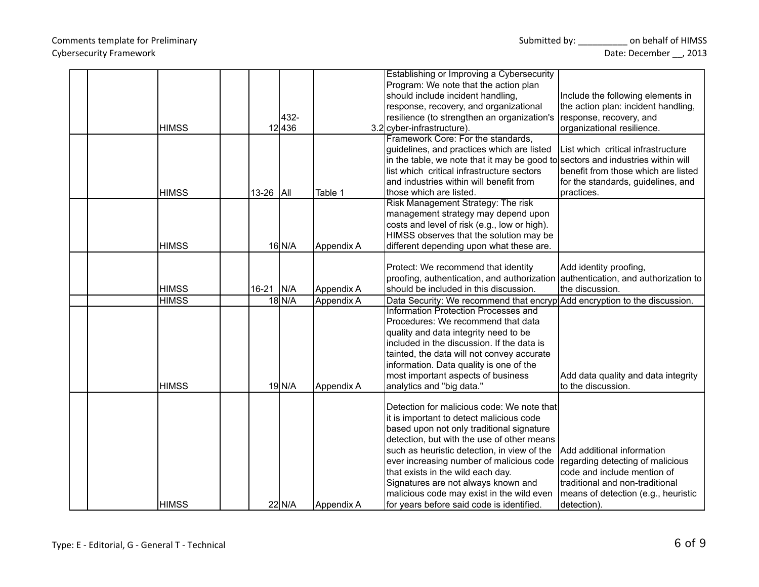| | | | | | | | | |
|---|---|---|---|---|---|---|---|---|
| | | HIMSS | | 12 | 432-436 | 3.2 | Establishing or Improving a Cybersecurity Program: We note that the action plan should include incident handling, response, recovery, and organizational resilience (to strengthen an organization's cyber-infrastructure). | Include the following elements in the action plan: incident handling, response, recovery, and organizational resilience. |
| | | HIMSS | | 13-26 | All | Table 1 | Framework Core: For the standards, guidelines, and practices which are listed in the table, we note that it may be good to list which critical infrastructure sectors and industries within will benefit from those which are listed. | List which critical infrastructure sectors and industries within will benefit from those which are listed for the standards, guidelines, and practices. |
| | | HIMSS | | 16 | N/A | Appendix A | Risk Management Strategy: The risk management strategy may depend upon costs and level of risk (e.g., low or high). HIMSS observes that the solution may be different depending upon what these are. | |
| | | HIMSS | | 16-21 | N/A | Appendix A | Protect: We recommend that identity proofing, authentication, and authorization should be included in this discussion. | Add identity proofing, authentication, and authorization to the discussion. |
| | | HIMSS | | 18 | N/A | Appendix A | Data Security: We recommend that encryp | Add encryption to the discussion. |
| | | HIMSS | | 19 | N/A | Appendix A | Information Protection Processes and Procedures: We recommend that data quality and data integrity need to be included in the discussion. If the data is tainted, the data will not convey accurate information. Data quality is one of the most important aspects of business analytics and "big data." | Add data quality and data integrity to the discussion. |
| | | HIMSS | | 22 | N/A | Appendix A | Detection for malicious code: We note that it is important to detect malicious code based upon not only traditional signature detection, but with the use of other means such as heuristic detection, in view of the ever increasing number of malicious code that exists in the wild each day. Signatures are not always known and malicious code may exist in the wild even for years before said code is identified. | Add additional information regarding detecting of malicious code and include mention of traditional and non-traditional means of detection (e.g., heuristic detection). |

Type: E - Editorial, G - General T - Technical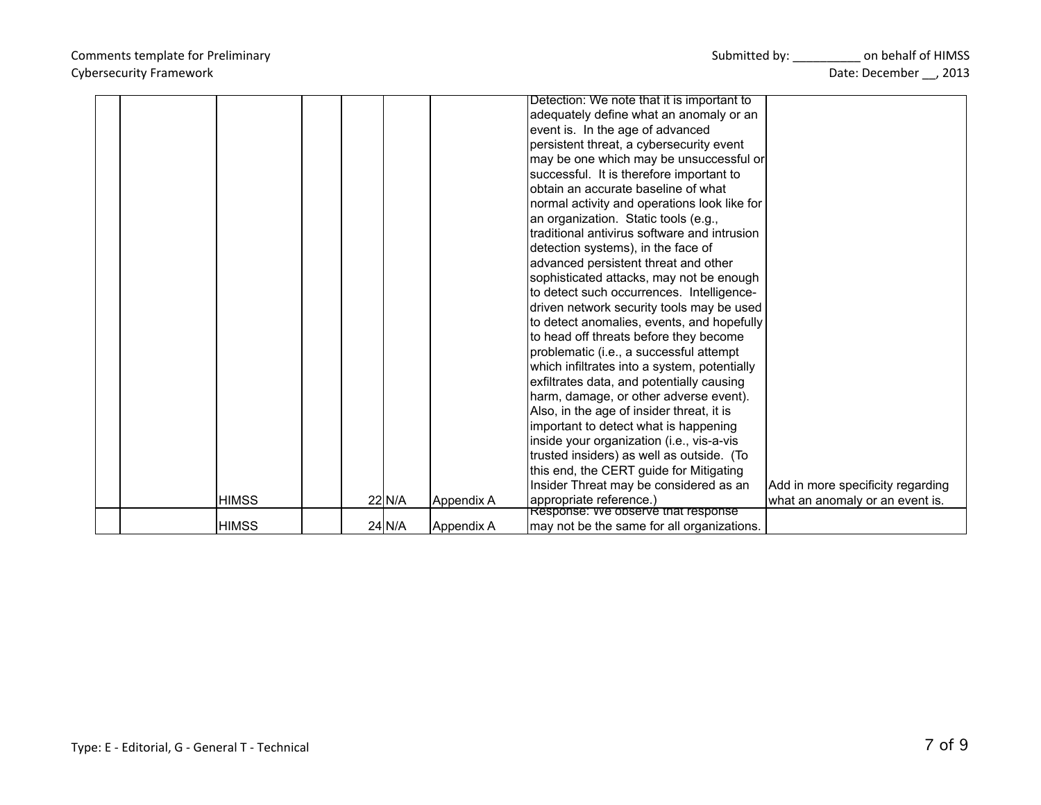| | | | | | | | | |
|---|---|---|---|---|---|---|---|---|
| | | HIMSS | | 22 | N/A | Appendix A | Detection: We note that it is important to adequately define what an anomaly or an event is. In the age of advanced persistent threat, a cybersecurity event may be one which may be unsuccessful or successful. It is therefore important to obtain an accurate baseline of what normal activity and operations look like for an organization. Static tools (e.g., traditional antivirus software and intrusion detection systems), in the face of advanced persistent threat and other sophisticated attacks, may not be enough to detect such occurrences. Intelligence-driven network security tools may be used to detect anomalies, events, and hopefully to head off threats before they become problematic (i.e., a successful attempt which infiltrates into a system, potentially exfiltrates data, and potentially causing harm, damage, or other adverse event). Also, in the age of insider threat, it is important to detect what is happening inside your organization (i.e., vis-a-vis trusted insiders) as well as outside. (To this end, the CERT guide for Mitigating Insider Threat may be considered as an appropriate reference.) | Add in more specificity regarding what an anomaly or an event is. |
| | | HIMSS | | 24 | N/A | Appendix A | Response: We observe that response may not be the same for all organizations. | |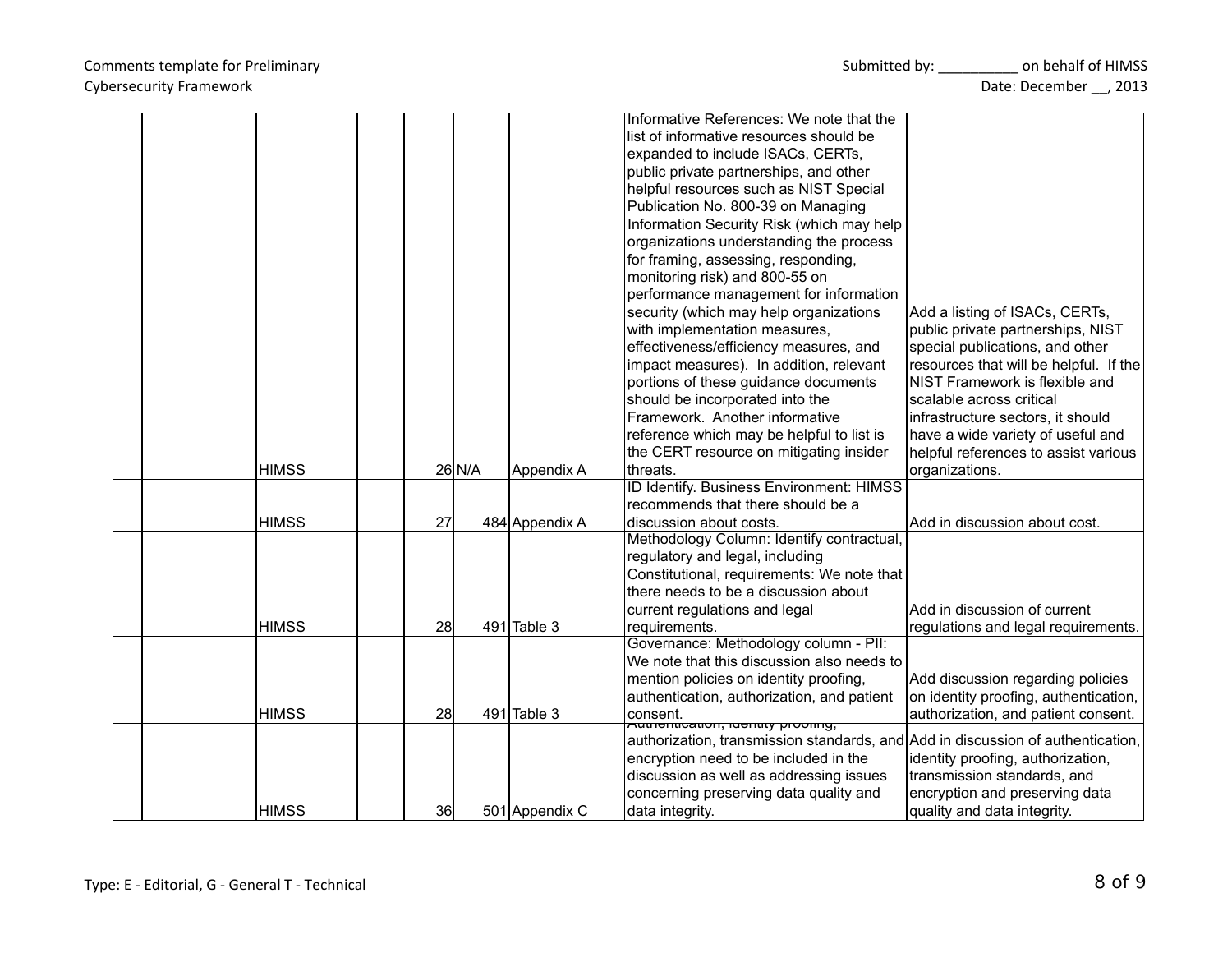| | | | | | | | | |
|---|---|---|---|---|---|---|---|---|
| | | HIMSS | | 26 | N/A | Appendix A | Informative References: We note that the list of informative resources should be expanded to include ISACs, CERTs, public private partnerships, and other helpful resources such as NIST Special Publication No. 800-39 on Managing Information Security Risk (which may help organizations understanding the process for framing, assessing, responding, monitoring risk) and 800-55 on performance management for information security (which may help organizations with implementation measures, effectiveness/efficiency measures, and impact measures). In addition, relevant portions of these guidance documents should be incorporated into the Framework. Another informative reference which may be helpful to list is the CERT resource on mitigating insider threats. | Add a listing of ISACs, CERTs, public private partnerships, NIST special publications, and other resources that will be helpful. If the NIST Framework is flexible and scalable across critical infrastructure sectors, it should have a wide variety of useful and helpful references to assist various organizations. |
| | | HIMSS | | 27 | 484 | Appendix A | ID Identify. Business Environment: HIMSS recommends that there should be a discussion about costs. | Add in discussion about cost. |
| | | HIMSS | | 28 | 491 | Table 3 | Methodology Column: Identify contractual, regulatory and legal, including Constitutional, requirements: We note that there needs to be a discussion about current regulations and legal requirements. | Add in discussion of current regulations and legal requirements. |
| | | HIMSS | | 28 | 491 | Table 3 | Governance: Methodology column - PII: We note that this discussion also needs to mention policies on identity proofing, authentication, authorization, and patient consent. | Add discussion regarding policies on identity proofing, authentication, authorization, and patient consent. |
| | | HIMSS | | 36 | 501 | Appendix C | Authentication, identity proofing, authorization, transmission standards, and encryption need to be included in the discussion as well as addressing issues concerning preserving data quality and data integrity. | Add in discussion of authentication, identity proofing, authorization, transmission standards, and encryption and preserving data quality and data integrity. |

Type: E - Editorial, G - General T - Technical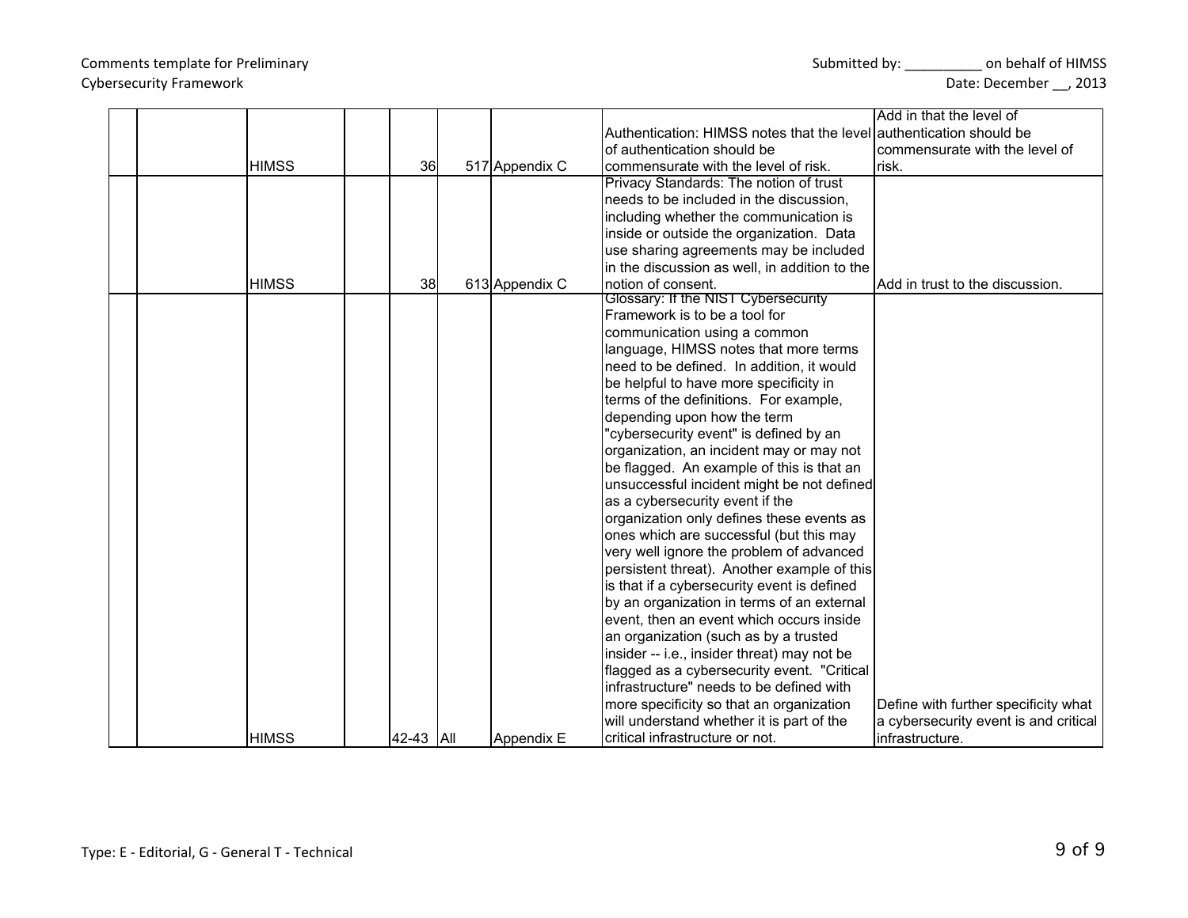| | | | | | | | | |
|---|---|---|---|---|---|---|---|---|
| | | HIMSS | | 36 | 517 | Appendix C | Authentication: HIMSS notes that the level of authentication should be commensurate with the level of risk. | Add in that the level of authentication should be commensurate with the level of risk. |
| | | HIMSS | | 38 | 613 | Appendix C | Privacy Standards: The notion of trust needs to be included in the discussion, including whether the communication is inside or outside the organization. Data use sharing agreements may be included in the discussion as well, in addition to the notion of consent. | Add in trust to the discussion. |
| | | HIMSS | | 42-43 | All | Appendix E | Glossary: If the NIST Cybersecurity Framework is to be a tool for communication using a common language, HIMSS notes that more terms need to be defined. In addition, it would be helpful to have more specificity in terms of the definitions. For example, depending upon how the term "cybersecurity event" is defined by an organization, an incident may or may not be flagged. An example of this is that an unsuccessful incident might be not defined as a cybersecurity event if the organization only defines these events as ones which are successful (but this may very well ignore the problem of advanced persistent threat). Another example of this is that if a cybersecurity event is defined by an organization in terms of an external event, then an event which occurs inside an organization (such as by a trusted insider -- i.e., insider threat) may not be flagged as a cybersecurity event. "Critical infrastructure" needs to be defined with more specificity so that an organization will understand whether it is part of the critical infrastructure or not. | Define with further specificity what a cybersecurity event is and critical infrastructure. |